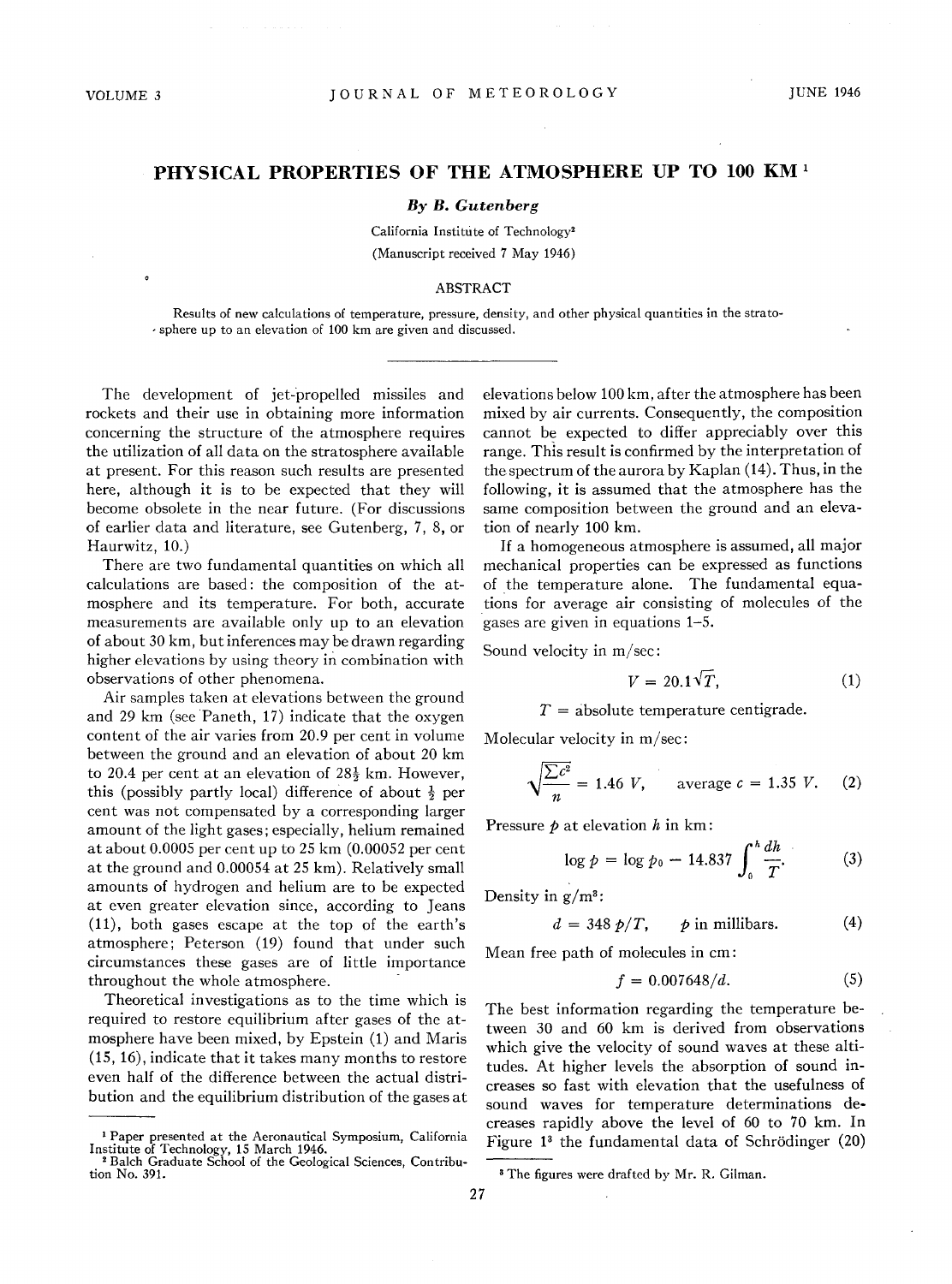# PHYSICAL PROPERTIES OF THE ATMOSPHERE UP TO 100 KM [1]

*By B. Gutenberg*

California Institute of Technology[2]

(Manuscript received 7 May 1946)

## ABSTRACT

Results of new calculations of temperature, pressure, density, and other physical quantities in the stratosphere up to an elevation of 100 km are given and discussed.

---

The development of jet-propelled missiles and rockets and their use in obtaining more information concerning the structure of the atmosphere requires the utilization of all data on the stratosphere available at present. For this reason such results are presented here, although it is to be expected that they will become obsolete in the near future. (For discussions of earlier data and literature, see Gutenberg, 7, 8, or Haurwitz, 10.)

There are two fundamental quantities on which all calculations are based: the composition of the atmosphere and its temperature. For both, accurate measurements are available only up to an elevation of about 30 km, but inferences may be drawn regarding higher elevations by using theory in combination with observations of other phenomena.

Air samples taken at elevations between the ground and 29 km (see Paneth, 17) indicate that the oxygen content of the air varies from 20.9 per cent in volume between the ground and an elevation of about 20 km to 20.4 per cent at an elevation of 28½ km. However, this (possibly partly local) difference of about ½ per cent was not compensated by a corresponding larger amount of the light gases; especially, helium remained at about 0.0005 per cent up to 25 km (0.00052 per cent at the ground and 0.00054 at 25 km). Relatively small amounts of hydrogen and helium are to be expected at even greater elevation since, according to Jeans (11), both gases escape at the top of the earth's atmosphere; Peterson (19) found that under such circumstances these gases are of little importance throughout the whole atmosphere.

Theoretical investigations as to the time which is required to restore equilibrium after gases of the atmosphere have been mixed, by Epstein (1) and Maris (15, 16), indicate that it takes many months to restore even half of the difference between the actual distribution and the equilibrium distribution of the gases at elevations below 100 km, after the atmosphere has been mixed by air currents. Consequently, the composition cannot be expected to differ appreciably over this range. This result is confirmed by the interpretation of the spectrum of the aurora by Kaplan (14). Thus, in the following, it is assumed that the atmosphere has the same composition between the ground and an elevation of nearly 100 km.

If a homogeneous atmosphere is assumed, all major mechanical properties can be expressed as functions of the temperature alone. The fundamental equations for average air consisting of molecules of the gases are given in equations 1–5.

Sound velocity in m/sec:

$$V = 20.1\sqrt{T}, \tag{1}$$

$T$ = absolute temperature centigrade.

Molecular velocity in m/sec:

$$\sqrt{\frac{\sum c^2}{n}} = 1.46\ V, \qquad \text{average } c = 1.35\ V. \tag{2}$$

Pressure $p$ at elevation $h$ in km:

$$\log p = \log p_0 - 14.837 \int_0^h \frac{dh}{T}. \tag{3}$$

Density in g/m³:

$$d = 348\ p/T, \qquad p \text{ in millibars.} \tag{4}$$

Mean free path of molecules in cm:

$$f = 0.007648/d. \tag{5}$$

The best information regarding the temperature between 30 and 60 km is derived from observations which give the velocity of sound waves at these altitudes. At higher levels the absorption of sound increases so fast with elevation that the usefulness of sound waves for temperature determinations decreases rapidly above the level of 60 to 70 km. In Figure 1[3] the fundamental data of Schrödinger (20)

---

[1] Paper presented at the Aeronautical Symposium, California Institute of Technology, 15 March 1946.

[2] Balch Graduate School of the Geological Sciences, Contribution No. 391.

[3] The figures were drafted by Mr. R. Gilman.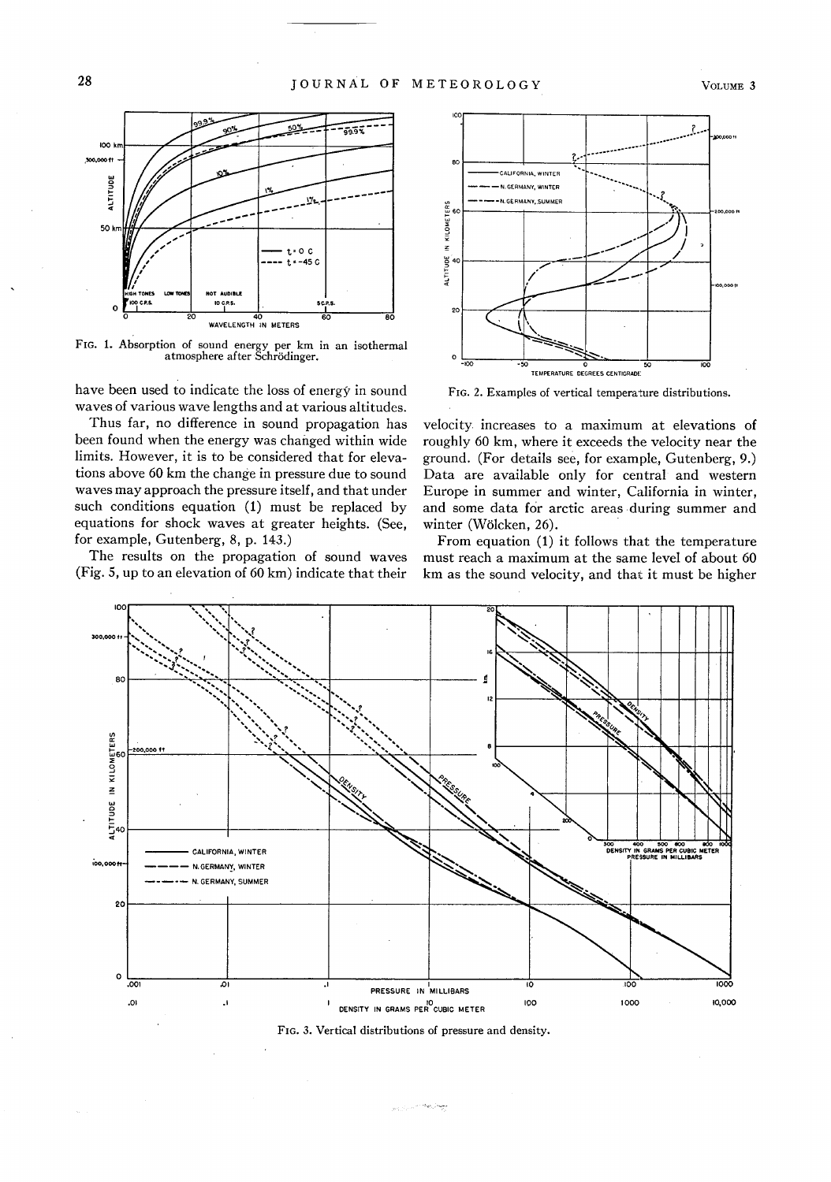FIG. 1. Absorption of sound energy per km in an isothermal atmosphere after Schrödinger.

have been used to indicate the loss of energy in sound waves of various wave lengths and at various altitudes.

Thus far, no difference in sound propagation has been found when the energy was changed within wide limits. However, it is to be considered that for elevations above 60 km the change in pressure due to sound waves may approach the pressure itself, and that under such conditions equation (1) must be replaced by equations for shock waves at greater heights. (See, for example, Gutenberg, 8, p. 143.)

The results on the propagation of sound waves (Fig. 5, up to an elevation of 60 km) indicate that their velocity increases to a maximum at elevations of roughly 60 km, where it exceeds the velocity near the ground. (For details see, for example, Gutenberg, 9.) Data are available only for central and western Europe in summer and winter, California in winter, and some data for arctic areas during summer and winter (Wölcken, 26).

FIG. 2. Examples of vertical temperature distributions.

From equation (1) it follows that the temperature must reach a maximum at the same level of about 60 km as the sound velocity, and that it must be higher

FIG. 3. Vertical distributions of pressure and density.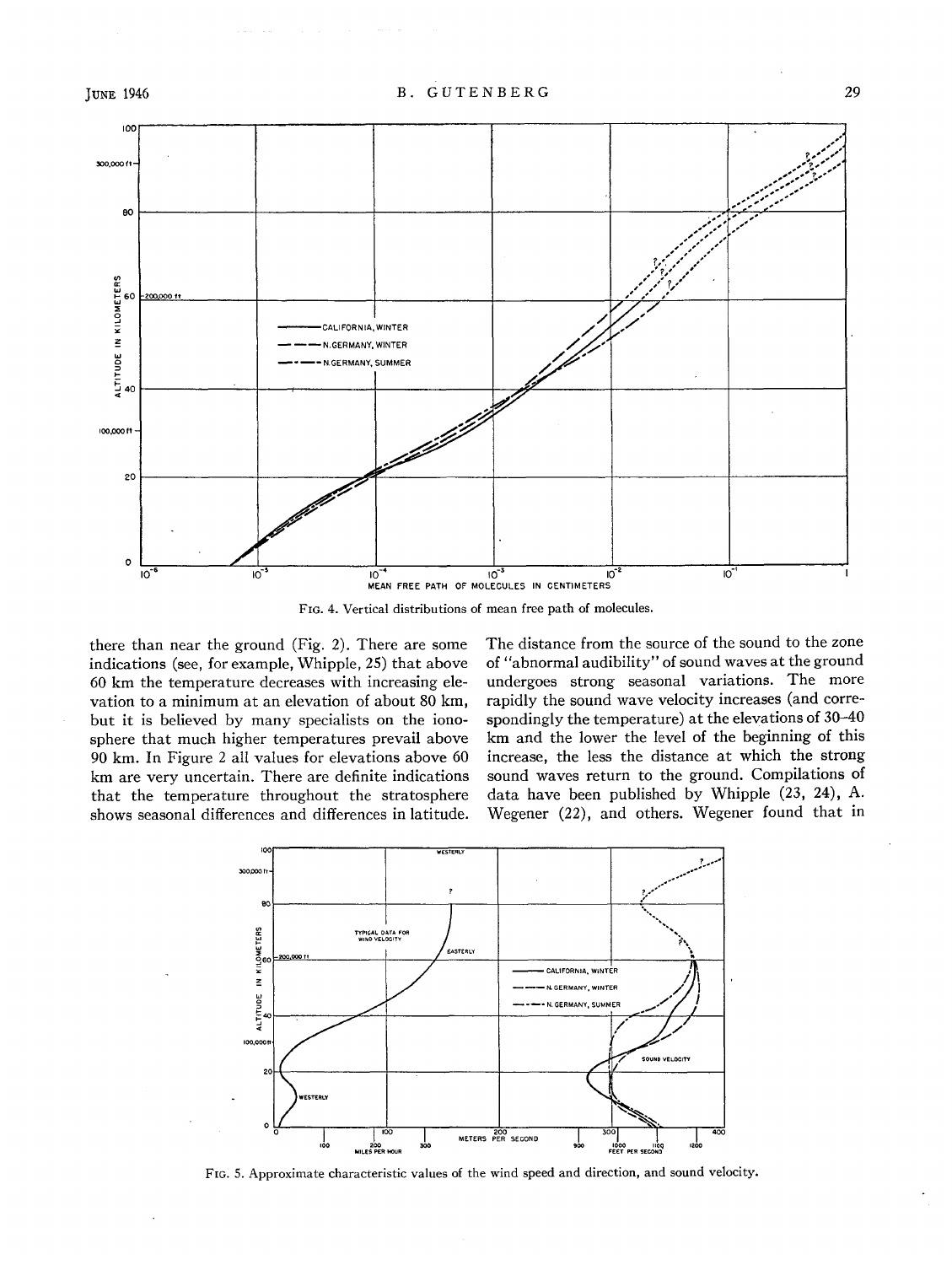FIG. 4. Vertical distributions of mean free path of molecules.

there than near the ground (Fig. 2). There are some indications (see, for example, Whipple, 25) that above 60 km the temperature decreases with increasing elevation to a minimum at an elevation of about 80 km, but it is believed by many specialists on the ionosphere that much higher temperatures prevail above 90 km. In Figure 2 all values for elevations above 60 km are very uncertain. There are definite indications that the temperature throughout the stratosphere shows seasonal differences and differences in latitude. The distance from the source of the sound to the zone of "abnormal audibility" of sound waves at the ground undergoes strong seasonal variations. The more rapidly the sound wave velocity increases (and correspondingly the temperature) at the elevations of 30–40 km and the lower the level of the beginning of this increase, the less the distance at which the strong sound waves return to the ground. Compilations of data have been published by Whipple (23, 24), A. Wegener (22), and others. Wegener found that in

FIG. 5. Approximate characteristic values of the wind speed and direction, and sound velocity.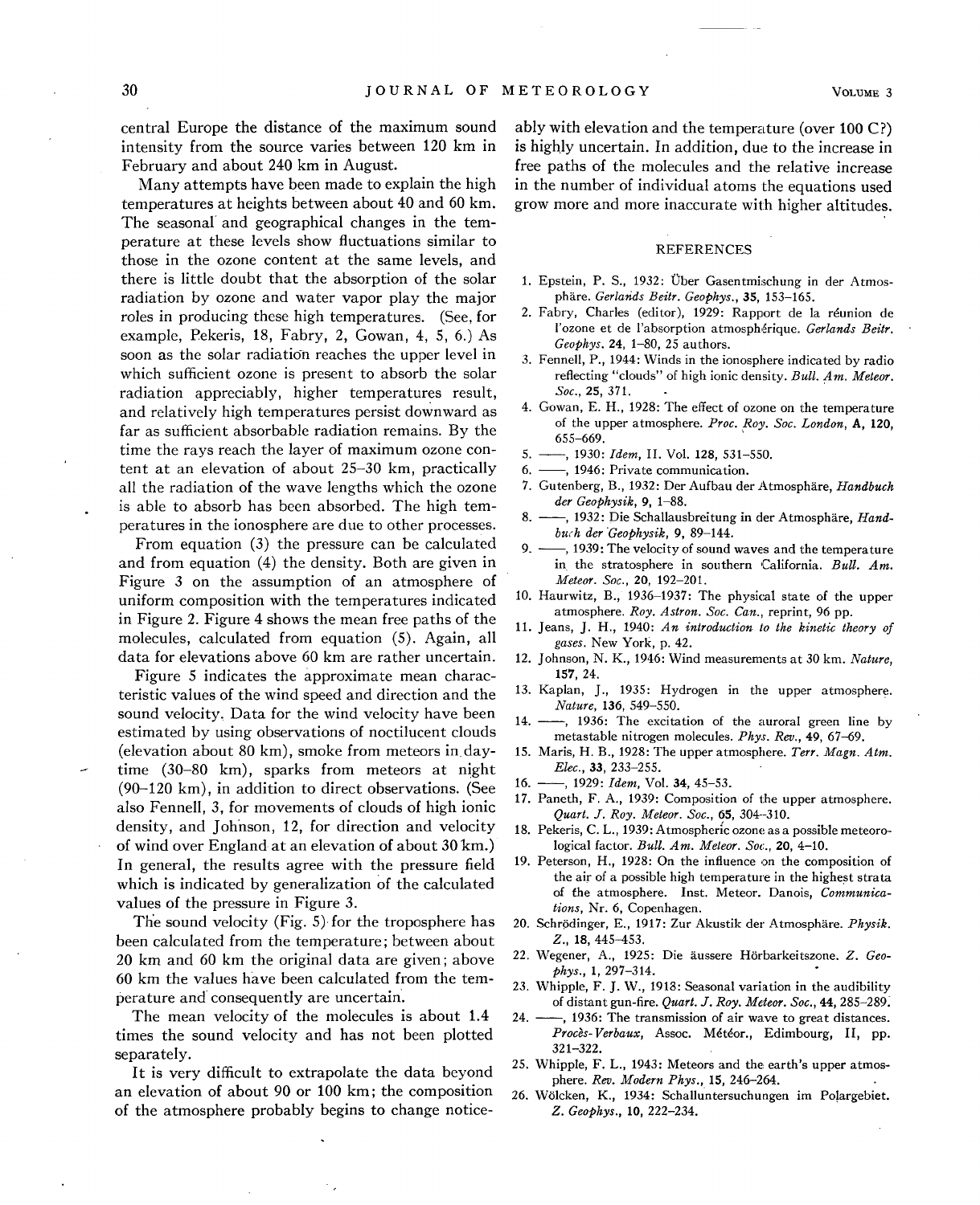central Europe the distance of the maximum sound intensity from the source varies between 120 km in February and about 240 km in August.

Many attempts have been made to explain the high temperatures at heights between about 40 and 60 km. The seasonal and geographical changes in the temperature at these levels show fluctuations similar to those in the ozone content at the same levels, and there is little doubt that the absorption of the solar radiation by ozone and water vapor play the major roles in producing these high temperatures. (See, for example, Pekeris, 18, Fabry, 2, Gowan, 4, 5, 6.) As soon as the solar radiation reaches the upper level in which sufficient ozone is present to absorb the solar radiation appreciably, higher temperatures result, and relatively high temperatures persist downward as far as sufficient absorbable radiation remains. By the time the rays reach the layer of maximum ozone content at an elevation of about 25–30 km, practically all the radiation of the wave lengths which the ozone is able to absorb has been absorbed. The high temperatures in the ionosphere are due to other processes.

From equation (3) the pressure can be calculated and from equation (4) the density. Both are given in Figure 3 on the assumption of an atmosphere of uniform composition with the temperatures indicated in Figure 2. Figure 4 shows the mean free paths of the molecules, calculated from equation (5). Again, all data for elevations above 60 km are rather uncertain.

Figure 5 indicates the approximate mean characteristic values of the wind speed and direction and the sound velocity. Data for the wind velocity have been estimated by using observations of noctilucent clouds (elevation about 80 km), smoke from meteors in daytime (30–80 km), sparks from meteors at night (90–120 km), in addition to direct observations. (See also Fennell, 3, for movements of clouds of high ionic density, and Johnson, 12, for direction and velocity of wind over England at an elevation of about 30 km.) In general, the results agree with the pressure field which is indicated by generalization of the calculated values of the pressure in Figure 3.

The sound velocity (Fig. 5) for the troposphere has been calculated from the temperature; between about 20 km and 60 km the original data are given; above 60 km the values have been calculated from the temperature and consequently are uncertain.

The mean velocity of the molecules is about 1.4 times the sound velocity and has not been plotted separately.

It is very difficult to extrapolate the data beyond an elevation of about 90 or 100 km; the composition of the atmosphere probably begins to change noticeably with elevation and the temperature (over 100 C?) is highly uncertain. In addition, due to the increase in free paths of the molecules and the relative increase in the number of individual atoms the equations used grow more and more inaccurate with higher altitudes.

## REFERENCES

1. Epstein, P. S., 1932: Über Gasentmischung in der Atmosphäre. *Gerlands Beitr. Geophys.*, **35**, 153–165.
2. Fabry, Charles (editor), 1929: Rapport de la réunion de l'ozone et de l'absorption atmosphérique. *Gerlands Beitr. Geophys.* **24**, 1–80, 25 authors.
3. Fennell, P., 1944: Winds in the ionosphere indicated by radio reflecting "clouds" of high ionic density. *Bull. Am. Meteor. Soc.*, **25**, 371.
4. Gowan, E. H., 1928: The effect of ozone on the temperature of the upper atmosphere. *Proc. Roy. Soc. London*, **A**, **120**, 655–669.
5. ——, 1930: *Idem*, II. Vol. **128**, 531–550.
6. ——, 1946: Private communication.
7. Gutenberg, B., 1932: Der Aufbau der Atmosphäre, *Handbuch der Geophysik*, **9**, 1–88.
8. ——, 1932: Die Schallausbreitung in der Atmosphäre, *Handbuch der Geophysik*, **9**, 89–144.
9. ——, 1939: The velocity of sound waves and the temperature in the stratosphere in southern California. *Bull. Am. Meteor. Soc.*, **20**, 192–201.
10. Haurwitz, B., 1936–1937: The physical state of the upper atmosphere. *Roy. Astron. Soc. Can.*, reprint, 96 pp.
11. Jeans, J. H., 1940: *An introduction to the kinetic theory of gases.* New York, p. 42.
12. Johnson, N. K., 1946: Wind measurements at 30 km. *Nature*, **157**, 24.
13. Kaplan, J., 1935: Hydrogen in the upper atmosphere. *Nature*, **136**, 549–550.
14. ——, 1936: The excitation of the auroral green line by metastable nitrogen molecules. *Phys. Rev.*, **49**, 67–69.
15. Maris, H. B., 1928: The upper atmosphere. *Terr. Magn. Atm. Elec.*, **33**, 233–255.
16. ——, 1929: *Idem*, Vol. **34**, 45–53.
17. Paneth, F. A., 1939: Composition of the upper atmosphere. *Quart. J. Roy. Meteor. Soc.*, **65**, 304–310.
18. Pekeris, C. L., 1939: Atmospheric ozone as a possible meteorological factor. *Bull. Am. Meteor. Soc.*, **20**, 4–10.
19. Peterson, H., 1928: On the influence on the composition of the air of a possible high temperature in the highest strata of the atmosphere. Inst. Meteor. Danois, *Communications*, Nr. 6, Copenhagen.
20. Schrödinger, E., 1917: Zur Akustik der Atmosphäre. *Physik. Z.*, **18**, 445–453.
22. Wegener, A., 1925: Die äussere Hörbarkeitszone. *Z. Geophys.*, **1**, 297–314.
23. Whipple, F. J. W., 1918: Seasonal variation in the audibility of distant gun-fire. *Quart. J. Roy. Meteor. Soc.*, **44**, 285–289.
24. ——, 1936: The transmission of air wave to great distances. *Procès-Verbaux*, Assoc. Météor., Edimbourg, II, pp. 321–322.
25. Whipple, F. L., 1943: Meteors and the earth's upper atmosphere. *Rev. Modern Phys.*, **15**, 246–264.
26. Wölcken, K., 1934: Schalluntersuchungen im Polargebiet. *Z. Geophys.*, **10**, 222–234.